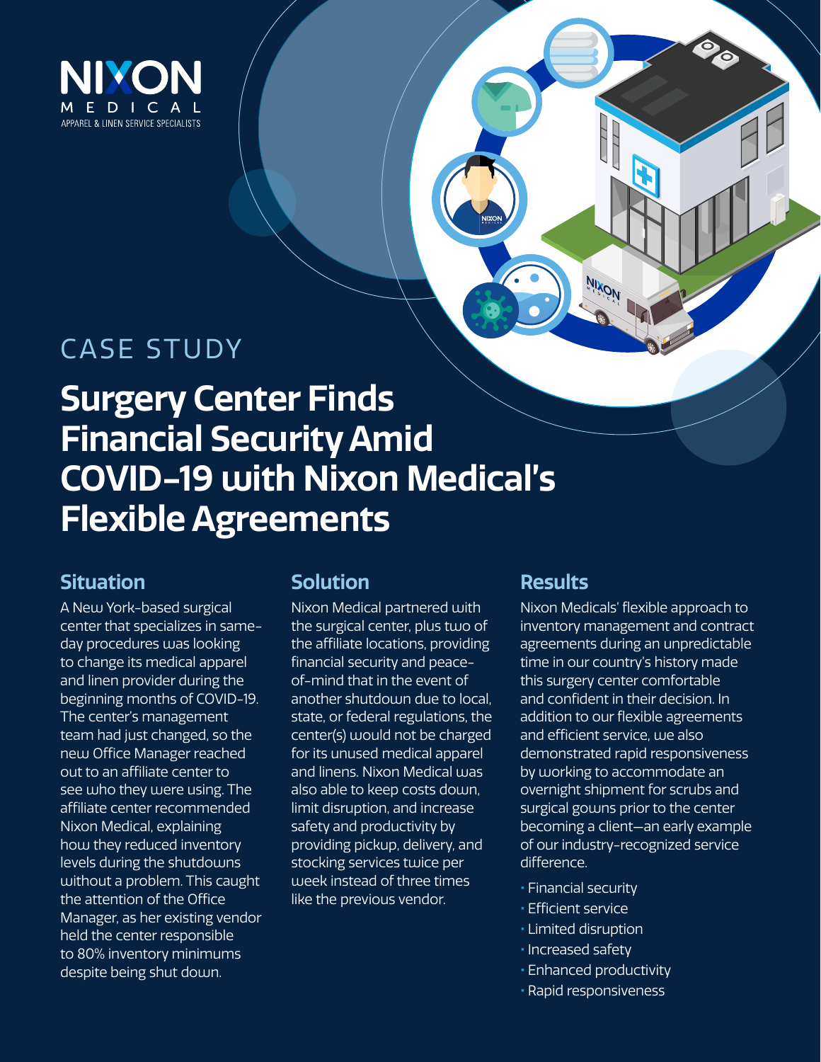NIXON MEDICAL
APPAREL & LINEN SERVICE SPECIALISTS

CASE STUDY

# Surgery Center Finds Financial Security Amid COVID-19 with Nixon Medical's Flexible Agreements

## Situation

A New York-based surgical center that specializes in same-day procedures was looking to change its medical apparel and linen provider during the beginning months of COVID-19. The center's management team had just changed, so the new Office Manager reached out to an affiliate center to see who they were using. The affiliate center recommended Nixon Medical, explaining how they reduced inventory levels during the shutdowns without a problem. This caught the attention of the Office Manager, as her existing vendor held the center responsible to 80% inventory minimums despite being shut down.

## Solution

Nixon Medical partnered with the surgical center, plus two of the affiliate locations, providing financial security and peace-of-mind that in the event of another shutdown due to local, state, or federal regulations, the center(s) would not be charged for its unused medical apparel and linens. Nixon Medical was also able to keep costs down, limit disruption, and increase safety and productivity by providing pickup, delivery, and stocking services twice per week instead of three times like the previous vendor.

## Results

Nixon Medicals' flexible approach to inventory management and contract agreements during an unpredictable time in our country's history made this surgery center comfortable and confident in their decision. In addition to our flexible agreements and efficient service, we also demonstrated rapid responsiveness by working to accommodate an overnight shipment for scrubs and surgical gowns prior to the center becoming a client—an early example of our industry-recognized service difference.

- Financial security
- Efficient service
- Limited disruption
- Increased safety
- Enhanced productivity
- Rapid responsiveness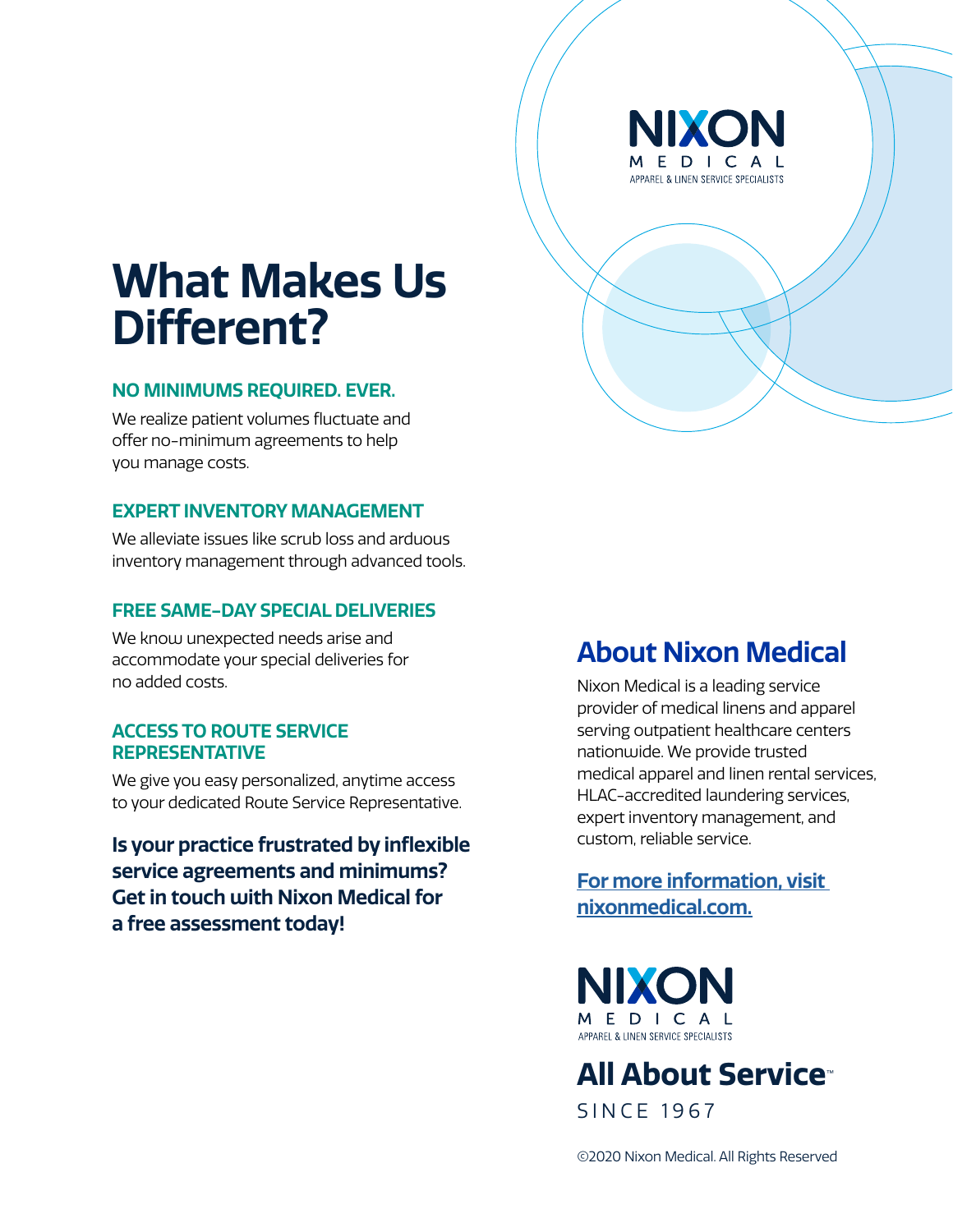NIXON
MEDICAL
APPAREL & LINEN SERVICE SPECIALISTS

# What Makes Us Different?

### NO MINIMUMS REQUIRED. EVER.

We realize patient volumes fluctuate and offer no-minimum agreements to help you manage costs.

### EXPERT INVENTORY MANAGEMENT

We alleviate issues like scrub loss and arduous inventory management through advanced tools.

### FREE SAME-DAY SPECIAL DELIVERIES

We know unexpected needs arise and accommodate your special deliveries for no added costs.

### ACCESS TO ROUTE SERVICE REPRESENTATIVE

We give you easy personalized, anytime access to your dedicated Route Service Representative.

**Is your practice frustrated by inflexible service agreements and minimums? Get in touch with Nixon Medical for a free assessment today!**

## About Nixon Medical

Nixon Medical is a leading service provider of medical linens and apparel serving outpatient healthcare centers nationwide. We provide trusted medical apparel and linen rental services, HLAC-accredited laundering services, expert inventory management, and custom, reliable service.

**For more information, visit nixonmedical.com.**

NIXON
MEDICAL
APPAREL & LINEN SERVICE SPECIALISTS

**All About Service™**

SINCE 1967

©2020 Nixon Medical. All Rights Reserved